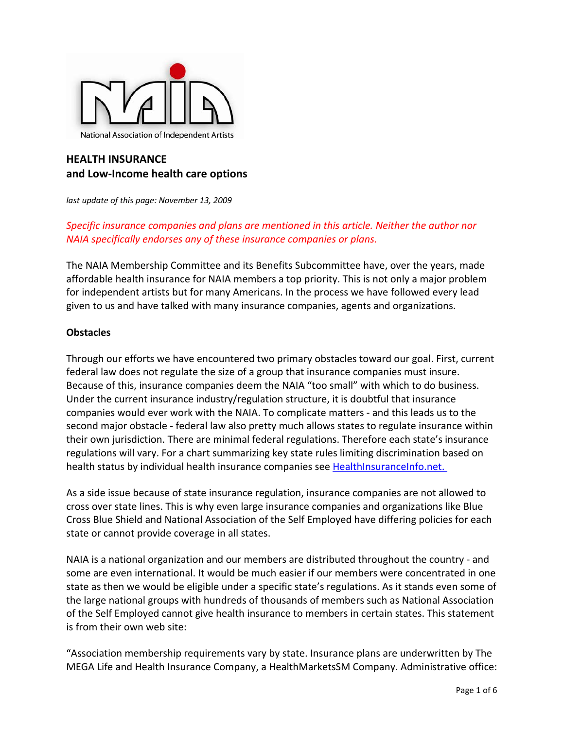National Association of Independent Artists

## HEALTH INSURANCE
## and Low-Income health care options

*last update of this page: November 13, 2009*

*Specific insurance companies and plans are mentioned in this article. Neither the author nor NAIA specifically endorses any of these insurance companies or plans.*

The NAIA Membership Committee and its Benefits Subcommittee have, over the years, made affordable health insurance for NAIA members a top priority. This is not only a major problem for independent artists but for many Americans. In the process we have followed every lead given to us and have talked with many insurance companies, agents and organizations.

### Obstacles

Through our efforts we have encountered two primary obstacles toward our goal. First, current federal law does not regulate the size of a group that insurance companies must insure. Because of this, insurance companies deem the NAIA "too small" with which to do business. Under the current insurance industry/regulation structure, it is doubtful that insurance companies would ever work with the NAIA. To complicate matters - and this leads us to the second major obstacle - federal law also pretty much allows states to regulate insurance within their own jurisdiction. There are minimal federal regulations. Therefore each state's insurance regulations will vary. For a chart summarizing key state rules limiting discrimination based on health status by individual health insurance companies see [HealthInsuranceInfo.net.](HealthInsuranceInfo.net)

As a side issue because of state insurance regulation, insurance companies are not allowed to cross over state lines. This is why even large insurance companies and organizations like Blue Cross Blue Shield and National Association of the Self Employed have differing policies for each state or cannot provide coverage in all states.

NAIA is a national organization and our members are distributed throughout the country - and some are even international. It would be much easier if our members were concentrated in one state as then we would be eligible under a specific state's regulations. As it stands even some of the large national groups with hundreds of thousands of members such as National Association of the Self Employed cannot give health insurance to members in certain states. This statement is from their own web site:

"Association membership requirements vary by state. Insurance plans are underwritten by The MEGA Life and Health Insurance Company, a HealthMarketsSM Company. Administrative office: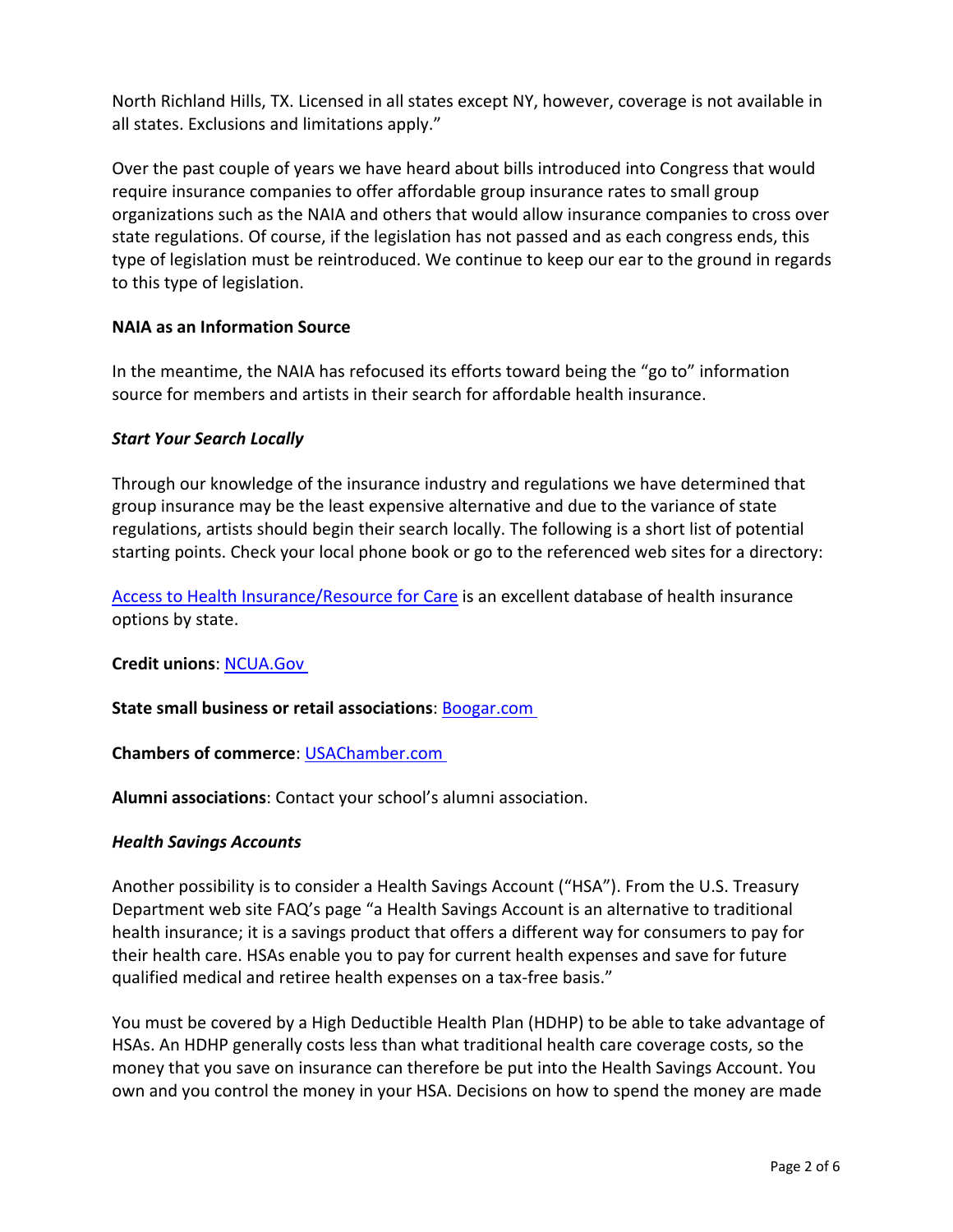North Richland Hills, TX. Licensed in all states except NY, however, coverage is not available in all states. Exclusions and limitations apply."

Over the past couple of years we have heard about bills introduced into Congress that would require insurance companies to offer affordable group insurance rates to small group organizations such as the NAIA and others that would allow insurance companies to cross over state regulations. Of course, if the legislation has not passed and as each congress ends, this type of legislation must be reintroduced. We continue to keep our ear to the ground in regards to this type of legislation.

**NAIA as an Information Source**

In the meantime, the NAIA has refocused its efforts toward being the "go to" information source for members and artists in their search for affordable health insurance.

***Start Your Search Locally***

Through our knowledge of the insurance industry and regulations we have determined that group insurance may be the least expensive alternative and due to the variance of state regulations, artists should begin their search locally. The following is a short list of potential starting points. Check your local phone book or go to the referenced web sites for a directory:

Access to Health Insurance/Resource for Care is an excellent database of health insurance options by state.

**Credit unions**: NCUA.Gov

**State small business or retail associations**: Boogar.com

**Chambers of commerce**: USAChamber.com

**Alumni associations**: Contact your school's alumni association.

***Health Savings Accounts***

Another possibility is to consider a Health Savings Account ("HSA"). From the U.S. Treasury Department web site FAQ's page "a Health Savings Account is an alternative to traditional health insurance; it is a savings product that offers a different way for consumers to pay for their health care. HSAs enable you to pay for current health expenses and save for future qualified medical and retiree health expenses on a tax-free basis."

You must be covered by a High Deductible Health Plan (HDHP) to be able to take advantage of HSAs. An HDHP generally costs less than what traditional health care coverage costs, so the money that you save on insurance can therefore be put into the Health Savings Account. You own and you control the money in your HSA. Decisions on how to spend the money are made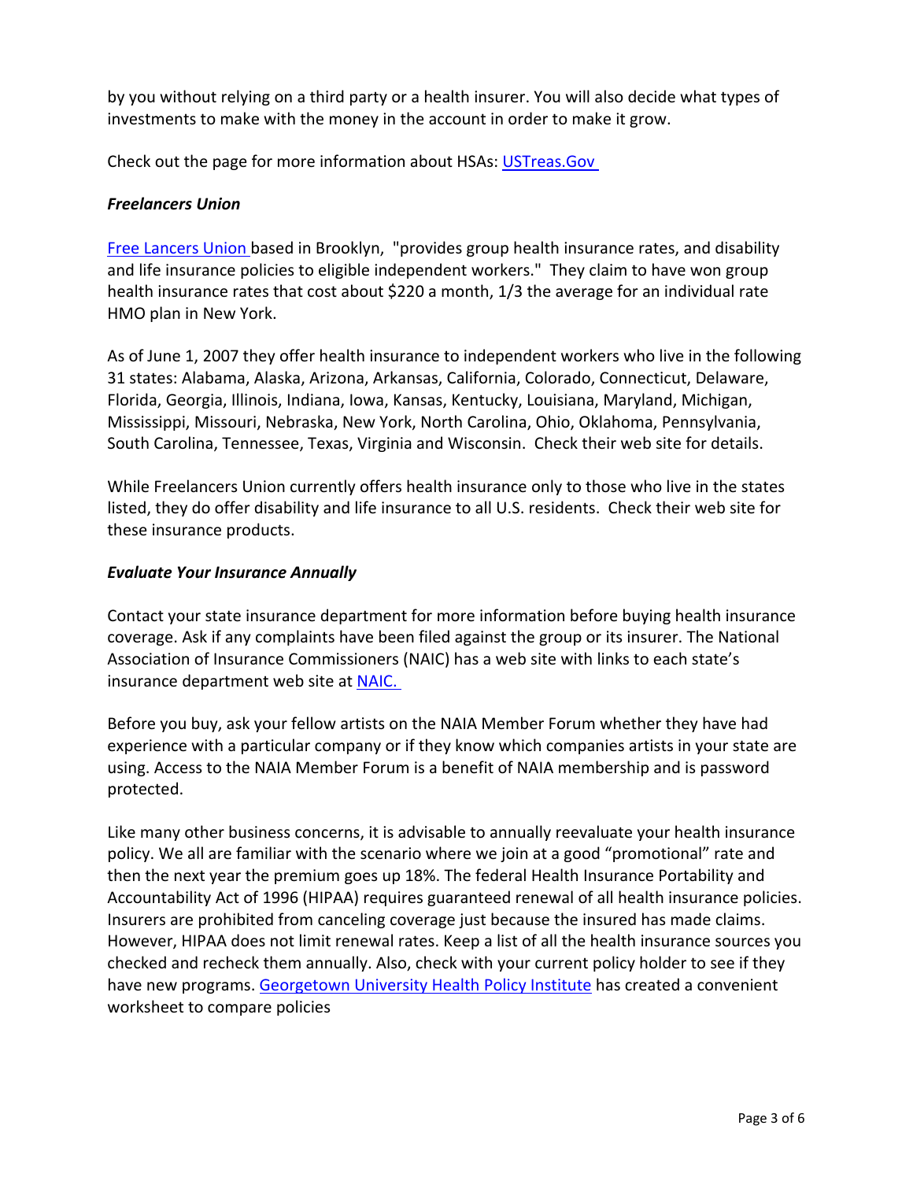by you without relying on a third party or a health insurer. You will also decide what types of investments to make with the money in the account in order to make it grow.

Check out the page for more information about HSAs: USTreas.Gov

### *Freelancers Union*

Free Lancers Union based in Brooklyn, "provides group health insurance rates, and disability and life insurance policies to eligible independent workers." They claim to have won group health insurance rates that cost about $220 a month, 1/3 the average for an individual rate HMO plan in New York.

As of June 1, 2007 they offer health insurance to independent workers who live in the following 31 states: Alabama, Alaska, Arizona, Arkansas, California, Colorado, Connecticut, Delaware, Florida, Georgia, Illinois, Indiana, Iowa, Kansas, Kentucky, Louisiana, Maryland, Michigan, Mississippi, Missouri, Nebraska, New York, North Carolina, Ohio, Oklahoma, Pennsylvania, South Carolina, Tennessee, Texas, Virginia and Wisconsin. Check their web site for details.

While Freelancers Union currently offers health insurance only to those who live in the states listed, they do offer disability and life insurance to all U.S. residents. Check their web site for these insurance products.

### *Evaluate Your Insurance Annually*

Contact your state insurance department for more information before buying health insurance coverage. Ask if any complaints have been filed against the group or its insurer. The National Association of Insurance Commissioners (NAIC) has a web site with links to each state's insurance department web site at NAIC.

Before you buy, ask your fellow artists on the NAIA Member Forum whether they have had experience with a particular company or if they know which companies artists in your state are using. Access to the NAIA Member Forum is a benefit of NAIA membership and is password protected.

Like many other business concerns, it is advisable to annually reevaluate your health insurance policy. We all are familiar with the scenario where we join at a good "promotional" rate and then the next year the premium goes up 18%. The federal Health Insurance Portability and Accountability Act of 1996 (HIPAA) requires guaranteed renewal of all health insurance policies. Insurers are prohibited from canceling coverage just because the insured has made claims. However, HIPAA does not limit renewal rates. Keep a list of all the health insurance sources you checked and recheck them annually. Also, check with your current policy holder to see if they have new programs. Georgetown University Health Policy Institute has created a convenient worksheet to compare policies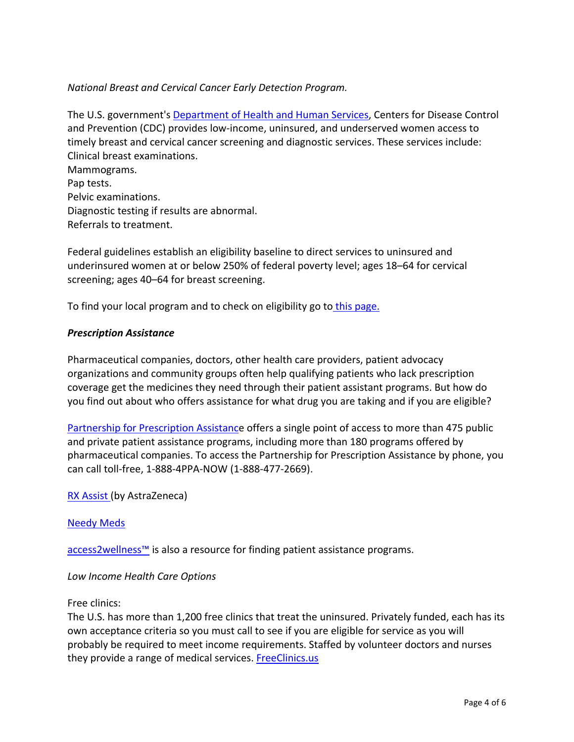*National Breast and Cervical Cancer Early Detection Program.*

The U.S. government's Department of Health and Human Services, Centers for Disease Control and Prevention (CDC) provides low-income, uninsured, and underserved women access to timely breast and cervical cancer screening and diagnostic services. These services include:
Clinical breast examinations.
Mammograms.
Pap tests.
Pelvic examinations.
Diagnostic testing if results are abnormal.
Referrals to treatment.

Federal guidelines establish an eligibility baseline to direct services to uninsured and underinsured women at or below 250% of federal poverty level; ages 18–64 for cervical screening; ages 40–64 for breast screening.

To find your local program and to check on eligibility go to this page.

***Prescription Assistance***

Pharmaceutical companies, doctors, other health care providers, patient advocacy organizations and community groups often help qualifying patients who lack prescription coverage get the medicines they need through their patient assistant programs. But how do you find out about who offers assistance for what drug you are taking and if you are eligible?

Partnership for Prescription Assistance offers a single point of access to more than 475 public and private patient assistance programs, including more than 180 programs offered by pharmaceutical companies. To access the Partnership for Prescription Assistance by phone, you can call toll-free, 1-888-4PPA-NOW (1-888-477-2669).

RX Assist (by AstraZeneca)

Needy Meds

access2wellness™ is also a resource for finding patient assistance programs.

*Low Income Health Care Options*

Free clinics:
The U.S. has more than 1,200 free clinics that treat the uninsured. Privately funded, each has its own acceptance criteria so you must call to see if you are eligible for service as you will probably be required to meet income requirements. Staffed by volunteer doctors and nurses they provide a range of medical services. FreeClinics.us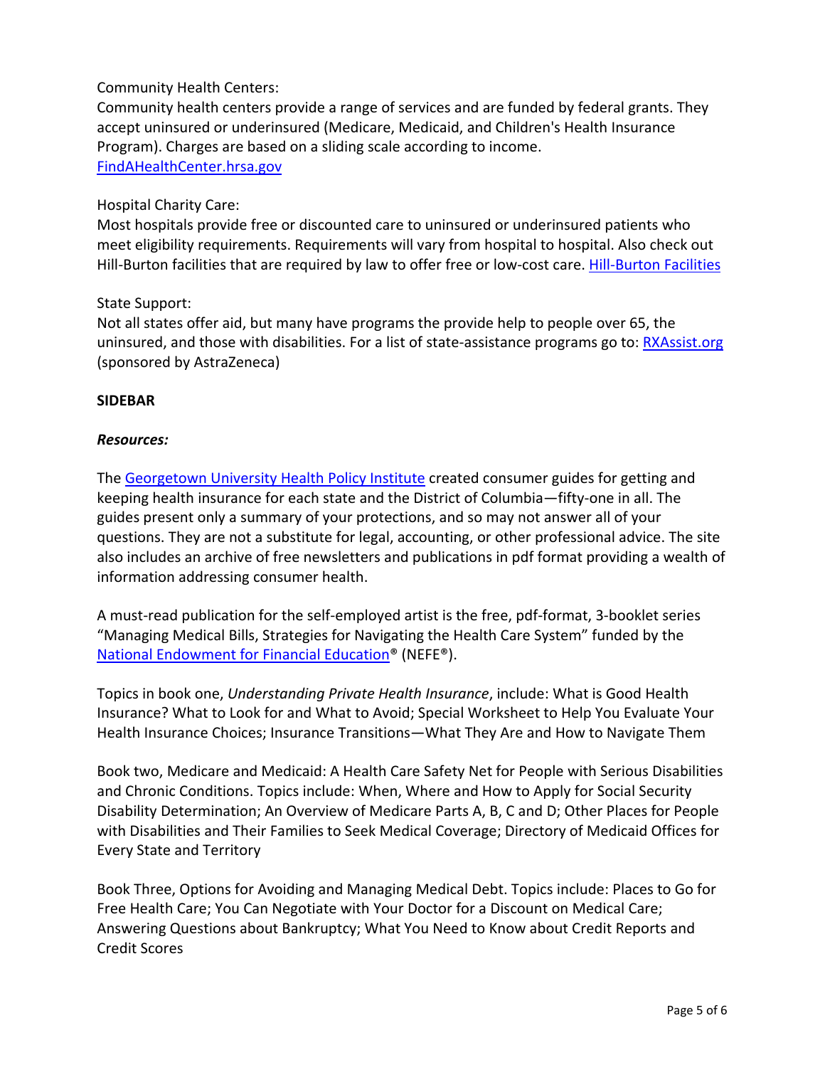Community Health Centers:
Community health centers provide a range of services and are funded by federal grants. They accept uninsured or underinsured (Medicare, Medicaid, and Children's Health Insurance Program). Charges are based on a sliding scale according to income.
[FindAHealthCenter.hrsa.gov]

Hospital Charity Care:
Most hospitals provide free or discounted care to uninsured or underinsured patients who meet eligibility requirements. Requirements will vary from hospital to hospital. Also check out Hill-Burton facilities that are required by law to offer free or low-cost care. [Hill-Burton Facilities]

State Support:
Not all states offer aid, but many have programs the provide help to people over 65, the uninsured, and those with disabilities. For a list of state-assistance programs go to: [RXAssist.org] (sponsored by AstraZeneca)

**SIDEBAR**

***Resources:***

The [Georgetown University Health Policy Institute] created consumer guides for getting and keeping health insurance for each state and the District of Columbia—fifty-one in all. The guides present only a summary of your protections, and so may not answer all of your questions. They are not a substitute for legal, accounting, or other professional advice. The site also includes an archive of free newsletters and publications in pdf format providing a wealth of information addressing consumer health.

A must-read publication for the self-employed artist is the free, pdf-format, 3-booklet series "Managing Medical Bills, Strategies for Navigating the Health Care System" funded by the [National Endowment for Financial Education]® (NEFE®).

Topics in book one, *Understanding Private Health Insurance*, include: What is Good Health Insurance? What to Look for and What to Avoid; Special Worksheet to Help You Evaluate Your Health Insurance Choices; Insurance Transitions—What They Are and How to Navigate Them

Book two, Medicare and Medicaid: A Health Care Safety Net for People with Serious Disabilities and Chronic Conditions. Topics include: When, Where and How to Apply for Social Security Disability Determination; An Overview of Medicare Parts A, B, C and D; Other Places for People with Disabilities and Their Families to Seek Medical Coverage; Directory of Medicaid Offices for Every State and Territory

Book Three, Options for Avoiding and Managing Medical Debt. Topics include: Places to Go for Free Health Care; You Can Negotiate with Your Doctor for a Discount on Medical Care; Answering Questions about Bankruptcy; What You Need to Know about Credit Reports and Credit Scores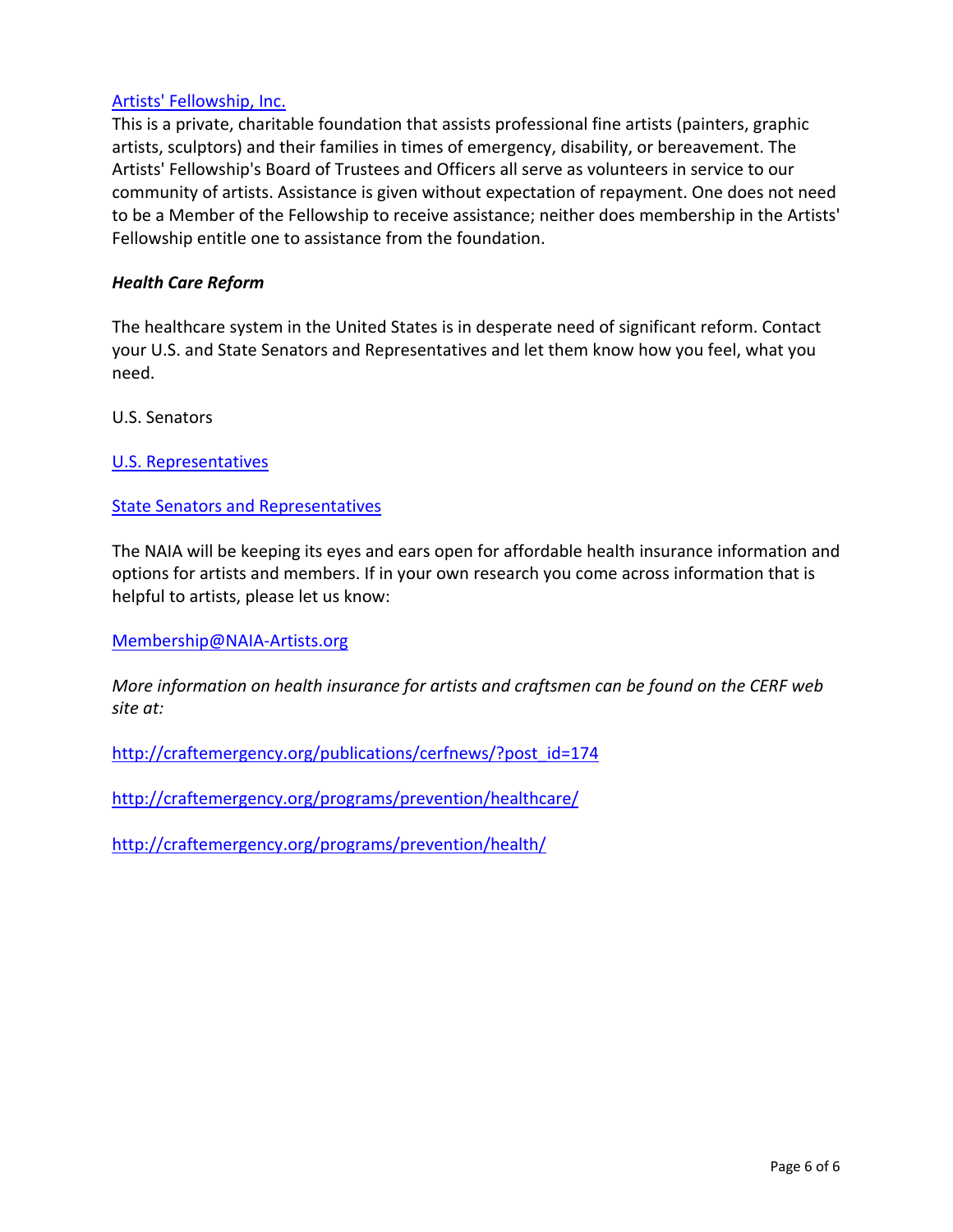Artists' Fellowship, Inc.
This is a private, charitable foundation that assists professional fine artists (painters, graphic artists, sculptors) and their families in times of emergency, disability, or bereavement. The Artists' Fellowship's Board of Trustees and Officers all serve as volunteers in service to our community of artists. Assistance is given without expectation of repayment. One does not need to be a Member of the Fellowship to receive assistance; neither does membership in the Artists' Fellowship entitle one to assistance from the foundation.

***Health Care Reform***

The healthcare system in the United States is in desperate need of significant reform. Contact your U.S. and State Senators and Representatives and let them know how you feel, what you need.

U.S. Senators

U.S. Representatives

State Senators and Representatives

The NAIA will be keeping its eyes and ears open for affordable health insurance information and options for artists and members. If in your own research you come across information that is helpful to artists, please let us know:

Membership@NAIA-Artists.org

*More information on health insurance for artists and craftsmen can be found on the CERF web site at:*

http://craftemergency.org/publications/cerfnews/?post_id=174

http://craftemergency.org/programs/prevention/healthcare/

http://craftemergency.org/programs/prevention/health/